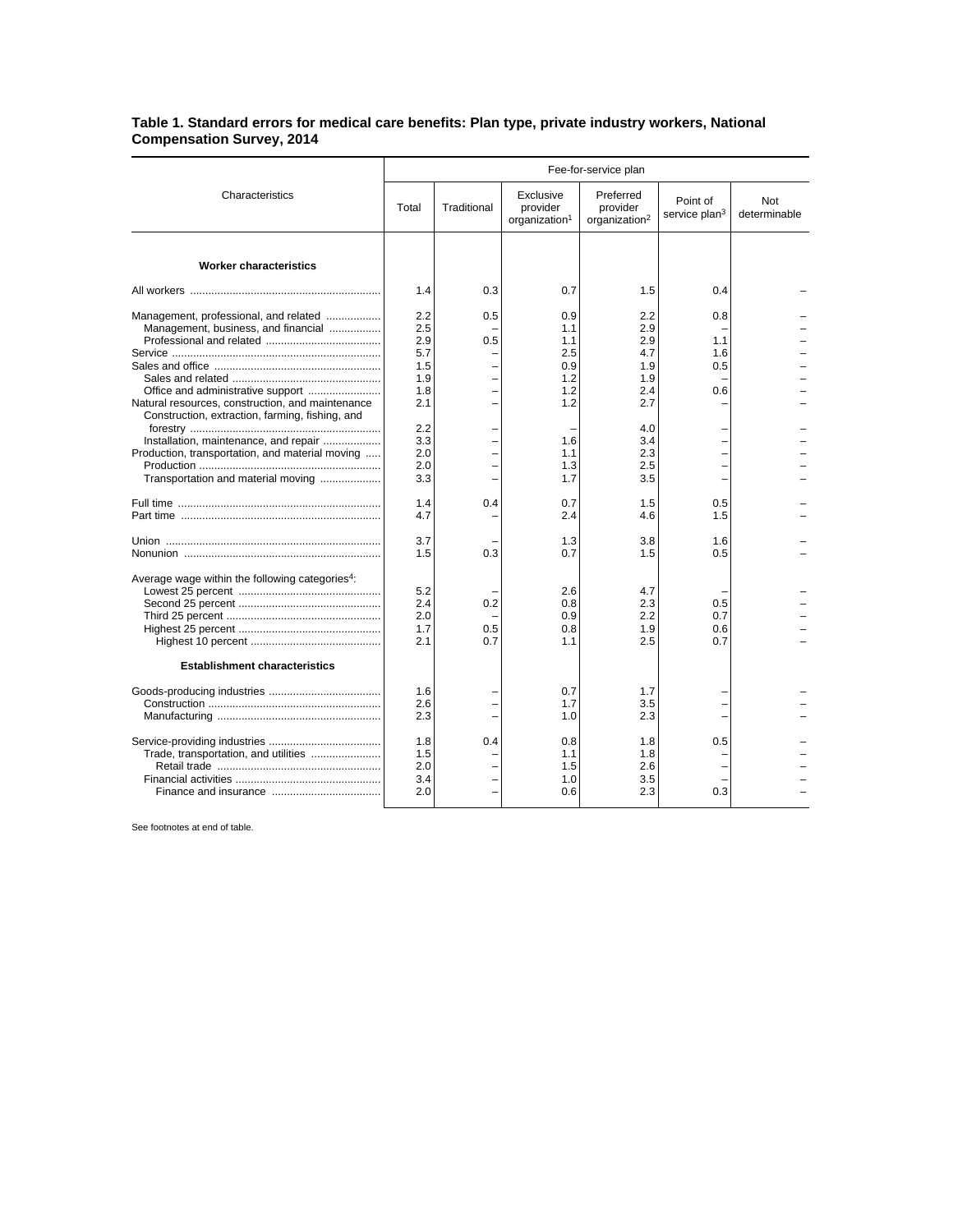# Table 1. Standard errors for medical care benefits: Plan type, private industry workers, National Compensation Survey, 2014

| Characteristics | Fee-for-service plan | | | | | |
|---|---|---|---|---|---|---|
| | Total | Traditional | Exclusive provider organization[1] | Preferred provider organization[2] | Point of service plan[3] | Not determinable |
| **Worker characteristics** | | | | | | |
| All workers | 1.4 | 0.3 | 0.7 | 1.5 | 0.4 | – |
| Management, professional, and related | 2.2 | 0.5 | 0.9 | 2.2 | 0.8 | – |
| Management, business, and financial | 2.5 | – | 1.1 | 2.9 | – | – |
| Professional and related | 2.9 | 0.5 | 1.1 | 2.9 | 1.1 | – |
| Service | 5.7 | – | 2.5 | 4.7 | 1.6 | – |
| Sales and office | 1.5 | – | 0.9 | 1.9 | 0.5 | – |
| Sales and related | 1.9 | – | 1.2 | 1.9 | – | – |
| Office and administrative support | 1.8 | – | 1.2 | 2.4 | 0.6 | – |
| Natural resources, construction, and maintenance | 2.1 | – | 1.2 | 2.7 | – | – |
| Construction, extraction, farming, fishing, and forestry | 2.2 | – | – | 4.0 | – | – |
| Installation, maintenance, and repair | 3.3 | – | 1.6 | 3.4 | – | – |
| Production, transportation, and material moving | 2.0 | – | 1.1 | 2.3 | – | – |
| Production | 2.0 | – | 1.3 | 2.5 | – | – |
| Transportation and material moving | 3.3 | – | 1.7 | 3.5 | – | – |
| Full time | 1.4 | 0.4 | 0.7 | 1.5 | 0.5 | – |
| Part time | 4.7 | – | 2.4 | 4.6 | 1.5 | – |
| Union | 3.7 | – | 1.3 | 3.8 | 1.6 | – |
| Nonunion | 1.5 | 0.3 | 0.7 | 1.5 | 0.5 | – |
| Average wage within the following categories[4]: | | | | | | |
| Lowest 25 percent | 5.2 | – | 2.6 | 4.7 | – | – |
| Second 25 percent | 2.4 | 0.2 | 0.8 | 2.3 | 0.5 | – |
| Third 25 percent | 2.0 | – | 0.9 | 2.2 | 0.7 | – |
| Highest 25 percent | 1.7 | 0.5 | 0.8 | 1.9 | 0.6 | – |
| Highest 10 percent | 2.1 | 0.7 | 1.1 | 2.5 | 0.7 | – |
| **Establishment characteristics** | | | | | | |
| Goods-producing industries | 1.6 | – | 0.7 | 1.7 | – | – |
| Construction | 2.6 | – | 1.7 | 3.5 | – | – |
| Manufacturing | 2.3 | – | 1.0 | 2.3 | – | – |
| Service-providing industries | 1.8 | 0.4 | 0.8 | 1.8 | 0.5 | – |
| Trade, transportation, and utilities | 1.5 | – | 1.1 | 1.8 | – | – |
| Retail trade | 2.0 | – | 1.5 | 2.6 | – | – |
| Financial activities | 3.4 | – | 1.0 | 3.5 | – | – |
| Finance and insurance | 2.0 | – | 0.6 | 2.3 | 0.3 | – |

See footnotes at end of table.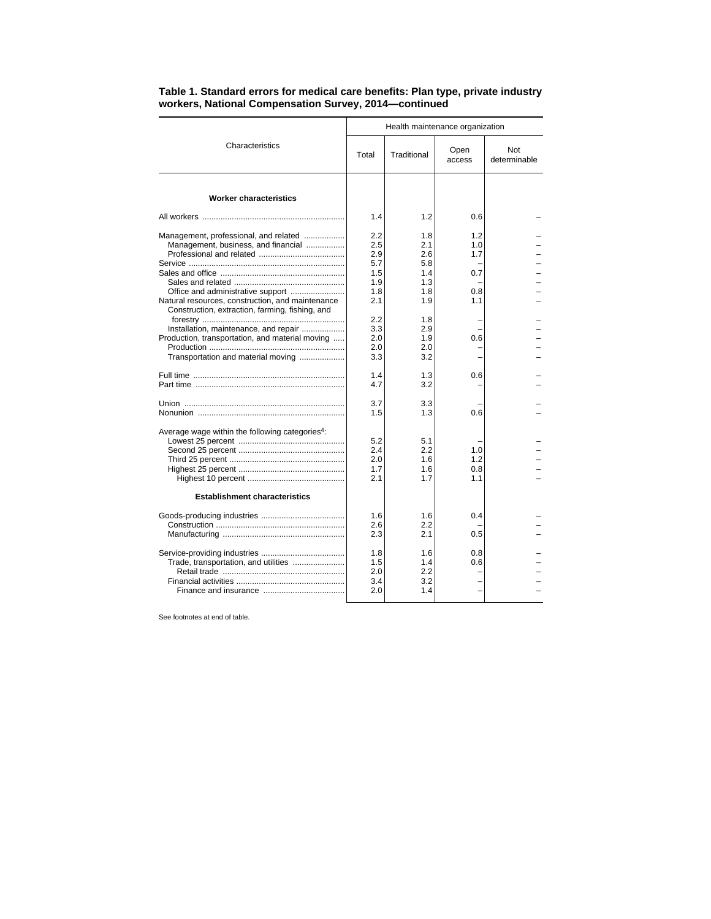**Table 1. Standard errors for medical care benefits: Plan type, private industry workers, National Compensation Survey, 2014—continued**

| Characteristics | Health maintenance organization | | | |
|---|---|---|---|---|
| | Total | Traditional | Open access | Not determinable |
| **Worker characteristics** | | | | |
| All workers | 1.4 | 1.2 | 0.6 | – |
| Management, professional, and related | 2.2 | 1.8 | 1.2 | – |
| Management, business, and financial | 2.5 | 2.1 | 1.0 | – |
| Professional and related | 2.9 | 2.6 | 1.7 | – |
| Service | 5.7 | 5.8 | – | – |
| Sales and office | 1.5 | 1.4 | 0.7 | – |
| Sales and related | 1.9 | 1.3 | – | – |
| Office and administrative support | 1.8 | 1.8 | 0.8 | – |
| Natural resources, construction, and maintenance | 2.1 | 1.9 | 1.1 | – |
| Construction, extraction, farming, fishing, and forestry | 2.2 | 1.8 | – | – |
| Installation, maintenance, and repair | 3.3 | 2.9 | – | – |
| Production, transportation, and material moving | 2.0 | 1.9 | 0.6 | – |
| Production | 2.0 | 2.0 | – | – |
| Transportation and material moving | 3.3 | 3.2 | – | – |
| Full time | 1.4 | 1.3 | 0.6 | – |
| Part time | 4.7 | 3.2 | – | – |
| Union | 3.7 | 3.3 | – | – |
| Nonunion | 1.5 | 1.3 | 0.6 | – |
| Average wage within the following categories[4]: | | | | |
| Lowest 25 percent | 5.2 | 5.1 | – | – |
| Second 25 percent | 2.4 | 2.2 | 1.0 | – |
| Third 25 percent | 2.0 | 1.6 | 1.2 | – |
| Highest 25 percent | 1.7 | 1.6 | 0.8 | – |
| Highest 10 percent | 2.1 | 1.7 | 1.1 | – |
| **Establishment characteristics** | | | | |
| Goods-producing industries | 1.6 | 1.6 | 0.4 | – |
| Construction | 2.6 | 2.2 | – | – |
| Manufacturing | 2.3 | 2.1 | 0.5 | – |
| Service-providing industries | 1.8 | 1.6 | 0.8 | – |
| Trade, transportation, and utilities | 1.5 | 1.4 | 0.6 | – |
| Retail trade | 2.0 | 2.2 | – | – |
| Financial activities | 3.4 | 3.2 | – | – |
| Finance and insurance | 2.0 | 1.4 | – | – |

See footnotes at end of table.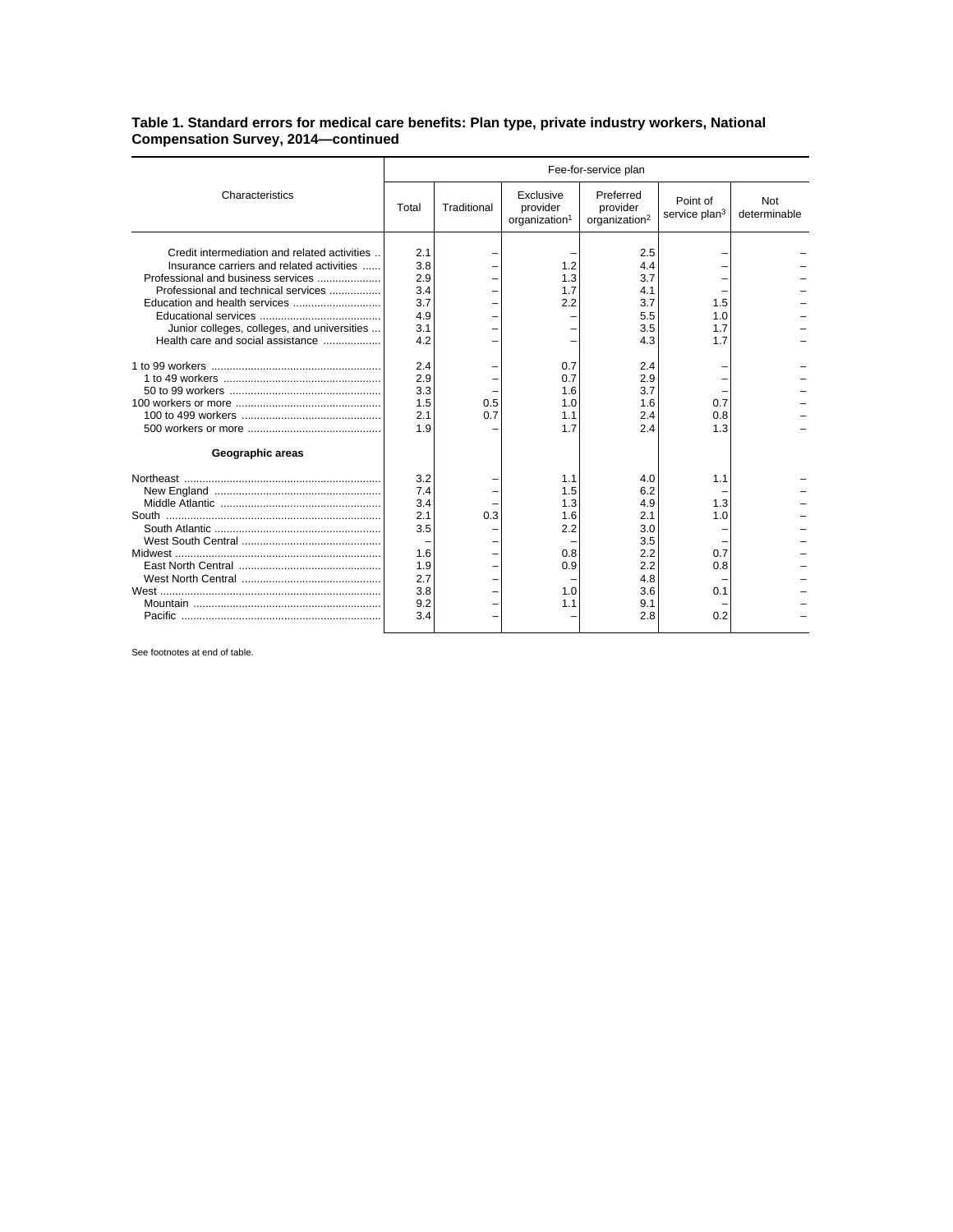**Table 1. Standard errors for medical care benefits: Plan type, private industry workers, National Compensation Survey, 2014—continued**

| Characteristics | Fee-for-service plan | | | | | |
|---|---|---|---|---|---|---|
| | Total | Traditional | Exclusive provider organization[1] | Preferred provider organization[2] | Point of service plan[3] | Not determinable |
| Credit intermediation and related activities | 2.1 | – | – | 2.5 | – | – |
| Insurance carriers and related activities | 3.8 | – | 1.2 | 4.4 | – | – |
| Professional and business services | 2.9 | – | 1.3 | 3.7 | – | – |
| Professional and technical services | 3.4 | – | 1.7 | 4.1 | – | – |
| Education and health services | 3.7 | – | 2.2 | 3.7 | 1.5 | – |
| Educational services | 4.9 | – | – | 5.5 | 1.0 | – |
| Junior colleges, colleges, and universities | 3.1 | – | – | 3.5 | 1.7 | – |
| Health care and social assistance | 4.2 | – | – | 4.3 | 1.7 | – |
| 1 to 99 workers | 2.4 | – | 0.7 | 2.4 | – | – |
| 1 to 49 workers | 2.9 | – | 0.7 | 2.9 | – | – |
| 50 to 99 workers | 3.3 | – | 1.6 | 3.7 | – | – |
| 100 workers or more | 1.5 | 0.5 | 1.0 | 1.6 | 0.7 | – |
| 100 to 499 workers | 2.1 | 0.7 | 1.1 | 2.4 | 0.8 | – |
| 500 workers or more | 1.9 | – | 1.7 | 2.4 | 1.3 | – |
| **Geographic areas** | | | | | | |
| Northeast | 3.2 | – | 1.1 | 4.0 | 1.1 | – |
| New England | 7.4 | – | 1.5 | 6.2 | – | – |
| Middle Atlantic | 3.4 | – | 1.3 | 4.9 | 1.3 | – |
| South | 2.1 | 0.3 | 1.6 | 2.1 | 1.0 | – |
| South Atlantic | 3.5 | – | 2.2 | 3.0 | – | – |
| West South Central | – | – | – | 3.5 | – | – |
| Midwest | 1.6 | – | 0.8 | 2.2 | 0.7 | – |
| East North Central | 1.9 | – | 0.9 | 2.2 | 0.8 | – |
| West North Central | 2.7 | – | – | 4.8 | – | – |
| West | 3.8 | – | 1.0 | 3.6 | 0.1 | – |
| Mountain | 9.2 | – | 1.1 | 9.1 | – | – |
| Pacific | 3.4 | – | – | 2.8 | 0.2 | – |

See footnotes at end of table.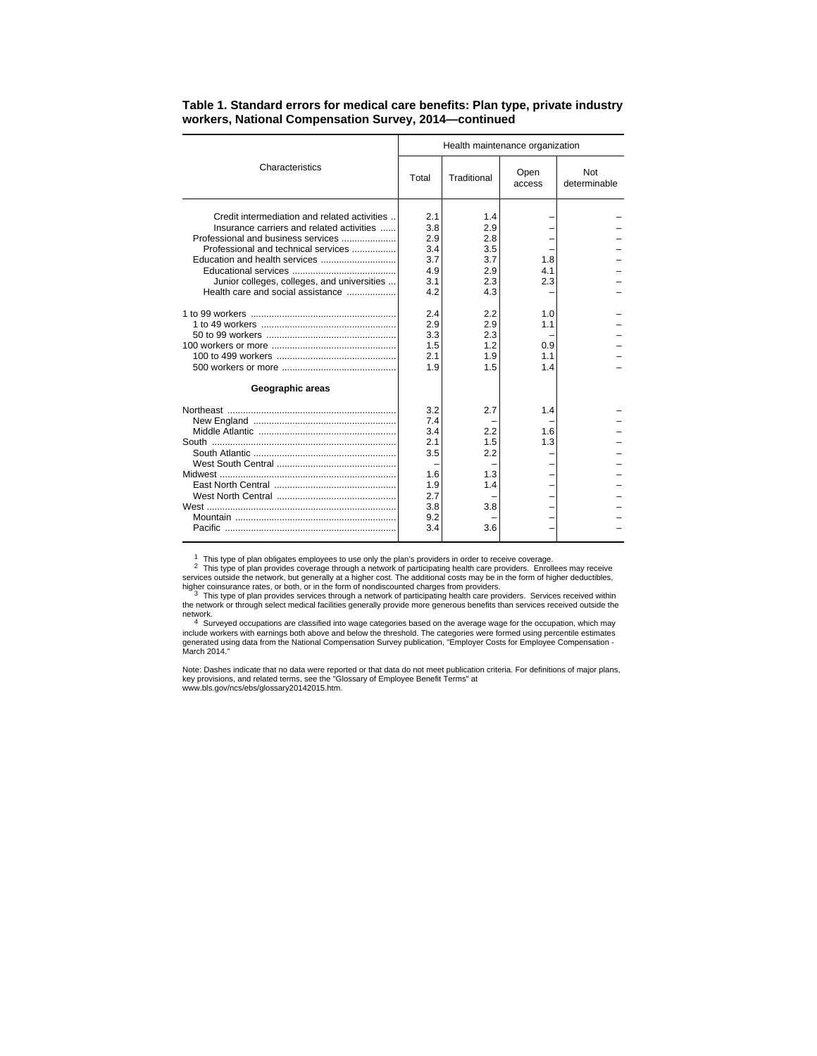**Table 1. Standard errors for medical care benefits: Plan type, private industry workers, National Compensation Survey, 2014—continued**

| Characteristics | Health maintenance organization | | | |
|---|---|---|---|---|
| | Total | Traditional | Open access | Not determinable |
| Credit intermediation and related activities | 2.1 | 1.4 | – | – |
| Insurance carriers and related activities | 3.8 | 2.9 | – | – |
| Professional and business services | 2.9 | 2.8 | – | – |
| Professional and technical services | 3.4 | 3.5 | – | – |
| Education and health services | 3.7 | 3.7 | 1.8 | – |
| Educational services | 4.9 | 2.9 | 4.1 | – |
| Junior colleges, colleges, and universities | 3.1 | 2.3 | 2.3 | – |
| Health care and social assistance | 4.2 | 4.3 | – | – |
| 1 to 99 workers | 2.4 | 2.2 | 1.0 | – |
| 1 to 49 workers | 2.9 | 2.9 | 1.1 | – |
| 50 to 99 workers | 3.3 | 2.3 | – | – |
| 100 workers or more | 1.5 | 1.2 | 0.9 | – |
| 100 to 499 workers | 2.1 | 1.9 | 1.1 | – |
| 500 workers or more | 1.9 | 1.5 | 1.4 | – |
| **Geographic areas** | | | | |
| Northeast | 3.2 | 2.7 | 1.4 | – |
| New England | 7.4 | – | – | – |
| Middle Atlantic | 3.4 | 2.2 | 1.6 | – |
| South | 2.1 | 1.5 | 1.3 | – |
| South Atlantic | 3.5 | 2.2 | – | – |
| West South Central | – | – | – | – |
| Midwest | 1.6 | 1.3 | – | – |
| East North Central | 1.9 | 1.4 | – | – |
| West North Central | 2.7 | – | – | – |
| West | 3.8 | 3.8 | – | – |
| Mountain | 9.2 | – | – | – |
| Pacific | 3.4 | 3.6 | – | – |

[1] This type of plan obligates employees to use only the plan's providers in order to receive coverage.

[2] This type of plan provides coverage through a network of participating health care providers. Enrollees may receive services outside the network, but generally at a higher cost. The additional costs may be in the form of higher deductibles, higher coinsurance rates, or both, or in the form of nondiscounted charges from providers.

[3] This type of plan provides services through a network of participating health care providers. Services received within the network or through select medical facilities generally provide more generous benefits than services received outside the network.

[4] Surveyed occupations are classified into wage categories based on the average wage for the occupation, which may include workers with earnings both above and below the threshold. The categories were formed using percentile estimates generated using data from the National Compensation Survey publication, "Employer Costs for Employee Compensation - March 2014."

Note: Dashes indicate that no data were reported or that data do not meet publication criteria. For definitions of major plans, key provisions, and related terms, see the "Glossary of Employee Benefit Terms" at www.bls.gov/ncs/ebs/glossary20142015.htm.